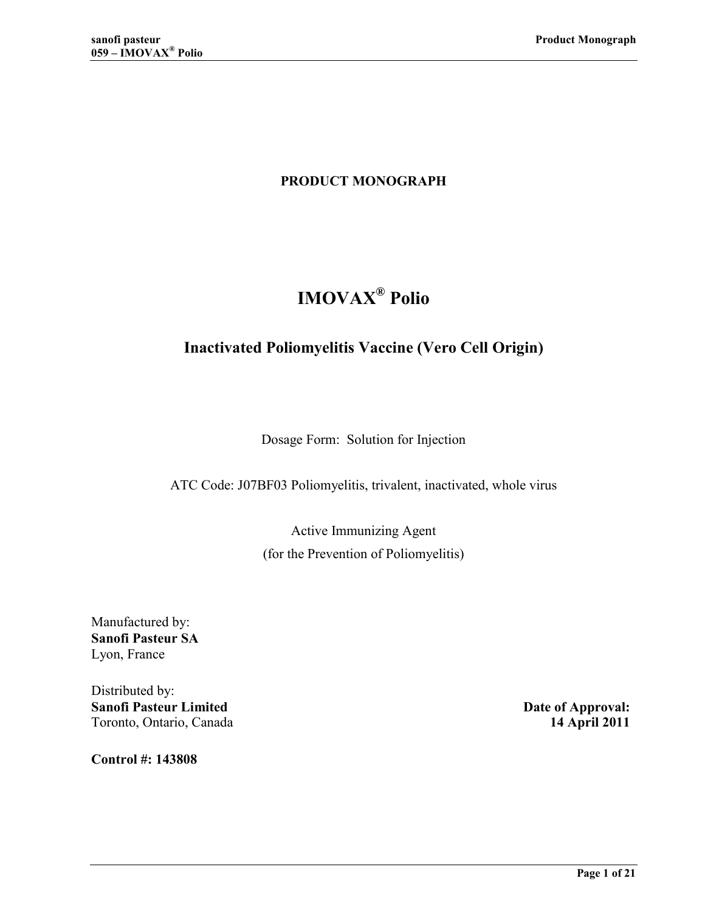**PRODUCT MONOGRAPH**

# IMOVAX® Polio

## Inactivated Poliomyelitis Vaccine (Vero Cell Origin)

Dosage Form: Solution for Injection

ATC Code: J07BF03 Poliomyelitis, trivalent, inactivated, whole virus

Active Immunizing Agent
(for the Prevention of Poliomyelitis)

Manufactured by:
**Sanofi Pasteur SA**
Lyon, France

Distributed by:
**Sanofi Pasteur Limited**
Toronto, Ontario, Canada

**Date of Approval:**
**14 April 2011**

**Control #: 143808**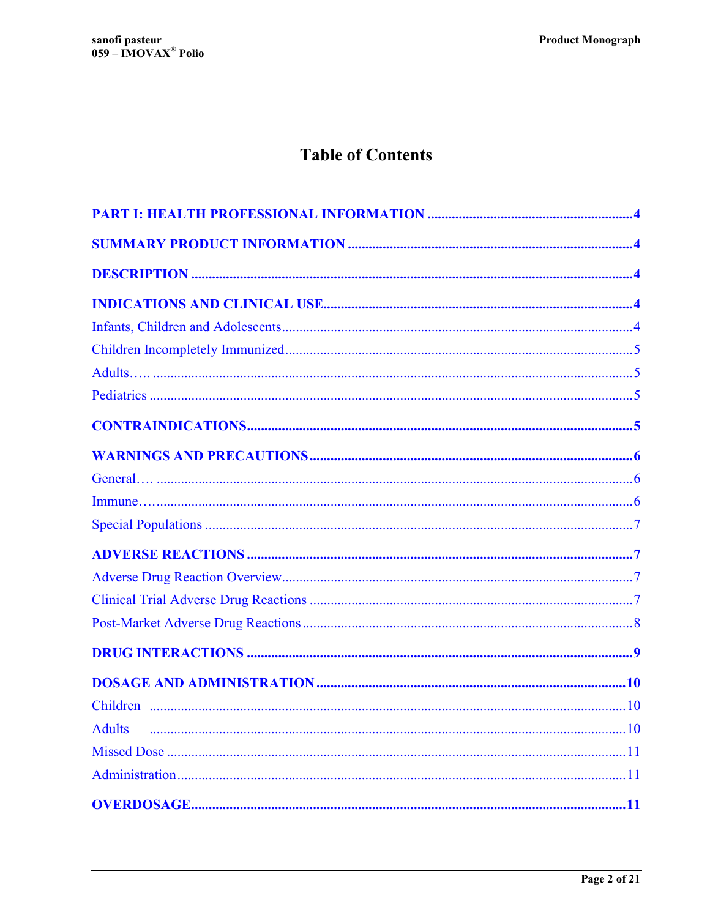# Table of Contents

**PART I: HEALTH PROFESSIONAL INFORMATION** .......... 4

**SUMMARY PRODUCT INFORMATION** .......... 4

**DESCRIPTION** .......... 4

**INDICATIONS AND CLINICAL USE** .......... 4

Infants, Children and Adolescents .......... 4

Children Incompletely Immunized .......... 5

Adults…. .......... 5

Pediatrics .......... 5

**CONTRAINDICATIONS** .......... 5

**WARNINGS AND PRECAUTIONS** .......... 6

General… .......... 6

Immune… .......... 6

Special Populations .......... 7

**ADVERSE REACTIONS** .......... 7

Adverse Drug Reaction Overview .......... 7

Clinical Trial Adverse Drug Reactions .......... 7

Post-Market Adverse Drug Reactions .......... 8

**DRUG INTERACTIONS** .......... 9

**DOSAGE AND ADMINISTRATION** .......... 10

Children .......... 10

Adults .......... 10

Missed Dose .......... 11

Administration .......... 11

**OVERDOSAGE** .......... 11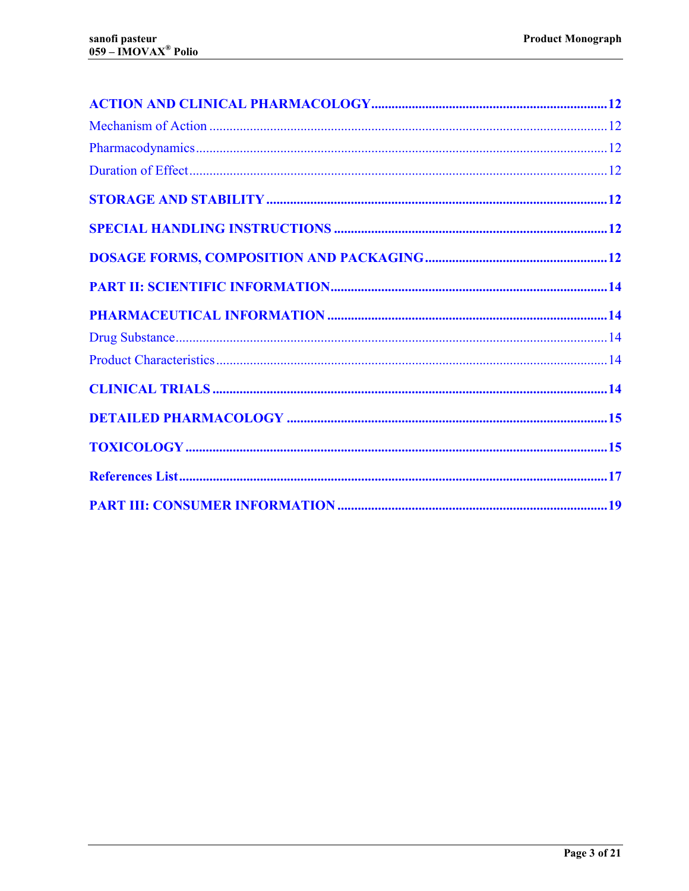**ACTION AND CLINICAL PHARMACOLOGY** ........ 12

Mechanism of Action ........ 12

Pharmacodynamics ........ 12

Duration of Effect ........ 12

**STORAGE AND STABILITY** ........ 12

**SPECIAL HANDLING INSTRUCTIONS** ........ 12

**DOSAGE FORMS, COMPOSITION AND PACKAGING** ........ 12

**PART II: SCIENTIFIC INFORMATION** ........ 14

**PHARMACEUTICAL INFORMATION** ........ 14

Drug Substance ........ 14

Product Characteristics ........ 14

**CLINICAL TRIALS** ........ 14

**DETAILED PHARMACOLOGY** ........ 15

**TOXICOLOGY** ........ 15

**References List** ........ 17

**PART III: CONSUMER INFORMATION** ........ 19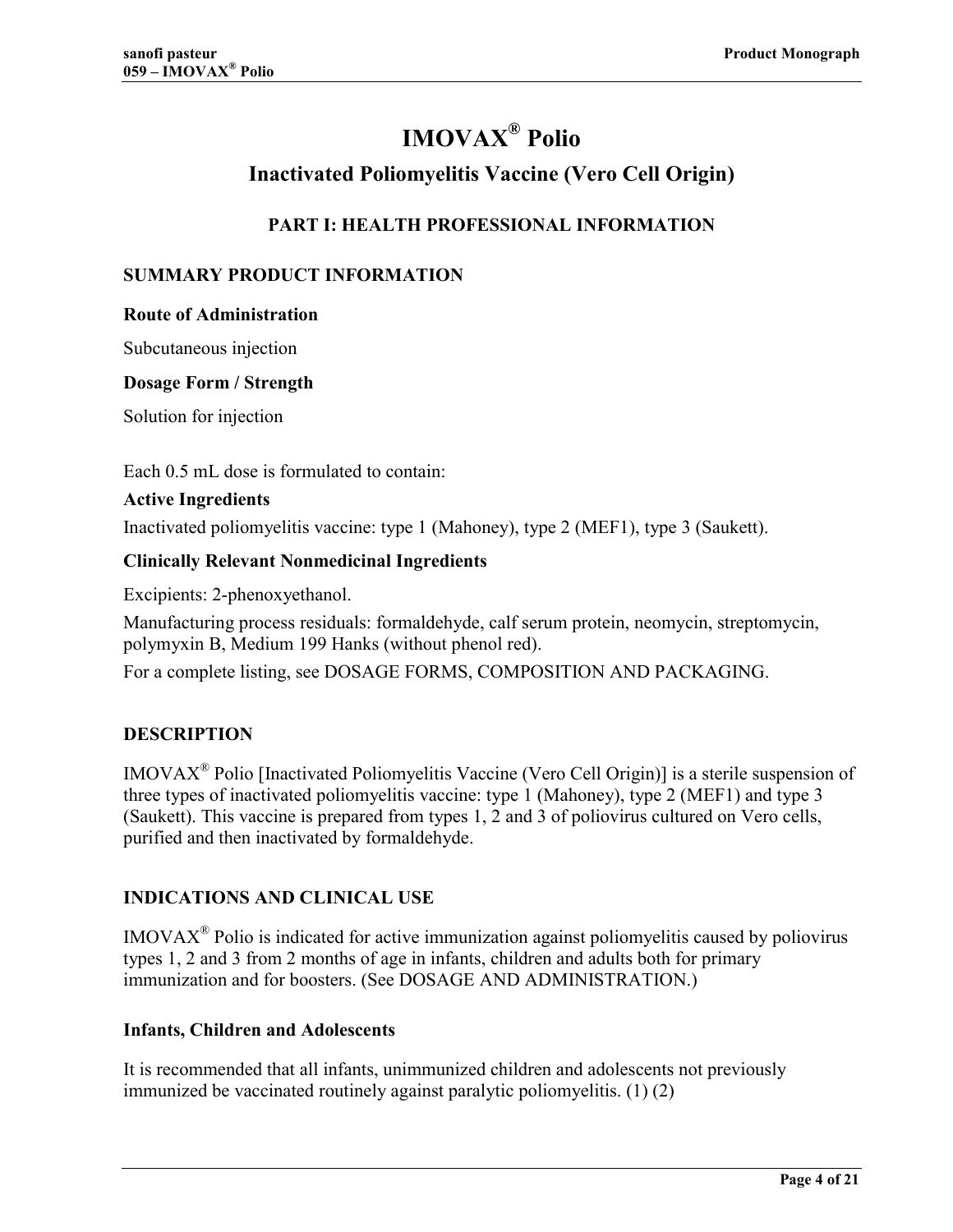# IMOVAX® Polio

## Inactivated Poliomyelitis Vaccine (Vero Cell Origin)

### PART I: HEALTH PROFESSIONAL INFORMATION

### SUMMARY PRODUCT INFORMATION

**Route of Administration**

Subcutaneous injection

**Dosage Form / Strength**

Solution for injection

Each 0.5 mL dose is formulated to contain:

**Active Ingredients**

Inactivated poliomyelitis vaccine: type 1 (Mahoney), type 2 (MEF1), type 3 (Saukett).

**Clinically Relevant Nonmedicinal Ingredients**

Excipients: 2-phenoxyethanol.

Manufacturing process residuals: formaldehyde, calf serum protein, neomycin, streptomycin, polymyxin B, Medium 199 Hanks (without phenol red).

For a complete listing, see DOSAGE FORMS, COMPOSITION AND PACKAGING.

### DESCRIPTION

IMOVAX® Polio [Inactivated Poliomyelitis Vaccine (Vero Cell Origin)] is a sterile suspension of three types of inactivated poliomyelitis vaccine: type 1 (Mahoney), type 2 (MEF1) and type 3 (Saukett). This vaccine is prepared from types 1, 2 and 3 of poliovirus cultured on Vero cells, purified and then inactivated by formaldehyde.

### INDICATIONS AND CLINICAL USE

IMOVAX® Polio is indicated for active immunization against poliomyelitis caused by poliovirus types 1, 2 and 3 from 2 months of age in infants, children and adults both for primary immunization and for boosters. (See DOSAGE AND ADMINISTRATION.)

**Infants, Children and Adolescents**

It is recommended that all infants, unimmunized children and adolescents not previously immunized be vaccinated routinely against paralytic poliomyelitis. (1) (2)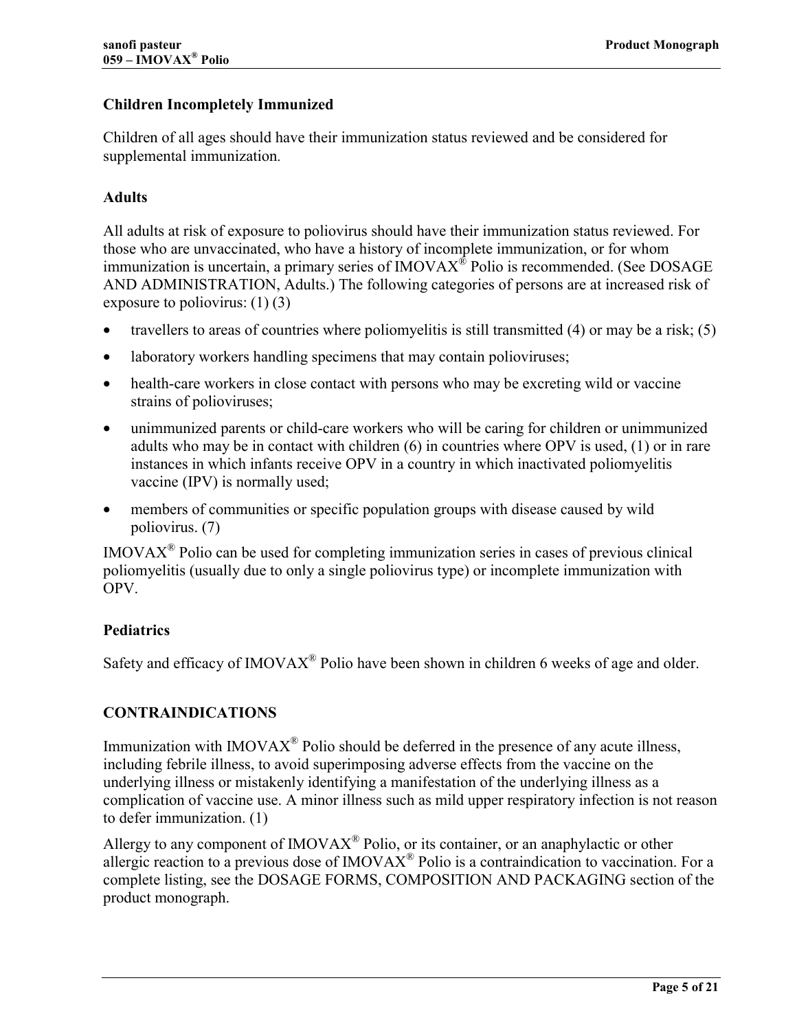### Children Incompletely Immunized

Children of all ages should have their immunization status reviewed and be considered for supplemental immunization.

### Adults

All adults at risk of exposure to poliovirus should have their immunization status reviewed. For those who are unvaccinated, who have a history of incomplete immunization, or for whom immunization is uncertain, a primary series of IMOVAX® Polio is recommended. (See DOSAGE AND ADMINISTRATION, Adults.) The following categories of persons are at increased risk of exposure to poliovirus: (1) (3)

- travellers to areas of countries where poliomyelitis is still transmitted (4) or may be a risk; (5)
- laboratory workers handling specimens that may contain polioviruses;
- health-care workers in close contact with persons who may be excreting wild or vaccine strains of polioviruses;
- unimmunized parents or child-care workers who will be caring for children or unimmunized adults who may be in contact with children (6) in countries where OPV is used, (1) or in rare instances in which infants receive OPV in a country in which inactivated poliomyelitis vaccine (IPV) is normally used;
- members of communities or specific population groups with disease caused by wild poliovirus. (7)

IMOVAX® Polio can be used for completing immunization series in cases of previous clinical poliomyelitis (usually due to only a single poliovirus type) or incomplete immunization with OPV.

### Pediatrics

Safety and efficacy of IMOVAX® Polio have been shown in children 6 weeks of age and older.

## CONTRAINDICATIONS

Immunization with IMOVAX® Polio should be deferred in the presence of any acute illness, including febrile illness, to avoid superimposing adverse effects from the vaccine on the underlying illness or mistakenly identifying a manifestation of the underlying illness as a complication of vaccine use. A minor illness such as mild upper respiratory infection is not reason to defer immunization. (1)

Allergy to any component of IMOVAX® Polio, or its container, or an anaphylactic or other allergic reaction to a previous dose of IMOVAX® Polio is a contraindication to vaccination. For a complete listing, see the DOSAGE FORMS, COMPOSITION AND PACKAGING section of the product monograph.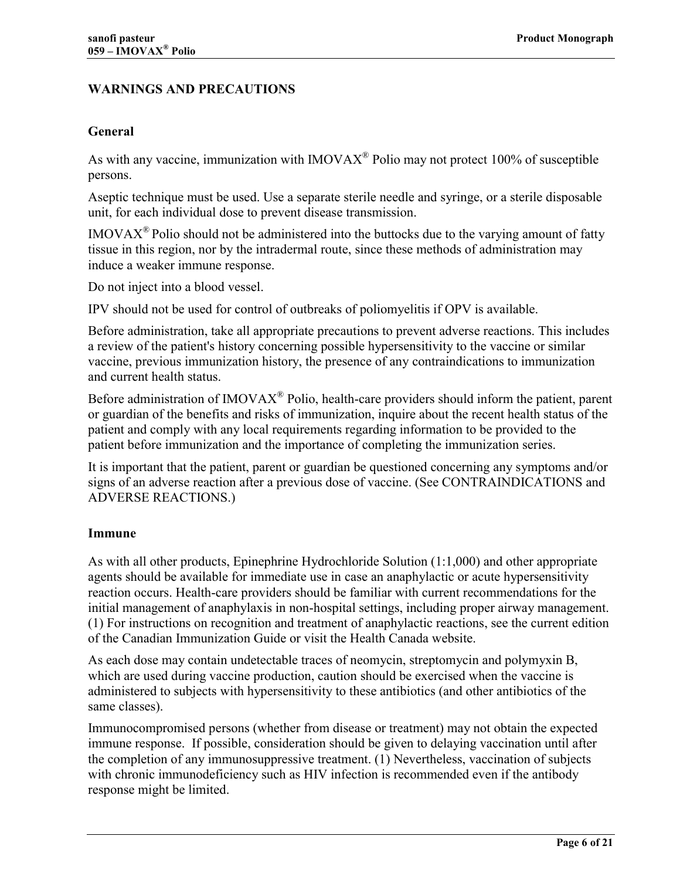## WARNINGS AND PRECAUTIONS

### General

As with any vaccine, immunization with IMOVAX® Polio may not protect 100% of susceptible persons.

Aseptic technique must be used. Use a separate sterile needle and syringe, or a sterile disposable unit, for each individual dose to prevent disease transmission.

IMOVAX® Polio should not be administered into the buttocks due to the varying amount of fatty tissue in this region, nor by the intradermal route, since these methods of administration may induce a weaker immune response.

Do not inject into a blood vessel.

IPV should not be used for control of outbreaks of poliomyelitis if OPV is available.

Before administration, take all appropriate precautions to prevent adverse reactions. This includes a review of the patient's history concerning possible hypersensitivity to the vaccine or similar vaccine, previous immunization history, the presence of any contraindications to immunization and current health status.

Before administration of IMOVAX® Polio, health-care providers should inform the patient, parent or guardian of the benefits and risks of immunization, inquire about the recent health status of the patient and comply with any local requirements regarding information to be provided to the patient before immunization and the importance of completing the immunization series.

It is important that the patient, parent or guardian be questioned concerning any symptoms and/or signs of an adverse reaction after a previous dose of vaccine. (See CONTRAINDICATIONS and ADVERSE REACTIONS.)

### Immune

As with all other products, Epinephrine Hydrochloride Solution (1:1,000) and other appropriate agents should be available for immediate use in case an anaphylactic or acute hypersensitivity reaction occurs. Health-care providers should be familiar with current recommendations for the initial management of anaphylaxis in non-hospital settings, including proper airway management. (1) For instructions on recognition and treatment of anaphylactic reactions, see the current edition of the Canadian Immunization Guide or visit the Health Canada website.

As each dose may contain undetectable traces of neomycin, streptomycin and polymyxin B, which are used during vaccine production, caution should be exercised when the vaccine is administered to subjects with hypersensitivity to these antibiotics (and other antibiotics of the same classes).

Immunocompromised persons (whether from disease or treatment) may not obtain the expected immune response. If possible, consideration should be given to delaying vaccination until after the completion of any immunosuppressive treatment. (1) Nevertheless, vaccination of subjects with chronic immunodeficiency such as HIV infection is recommended even if the antibody response might be limited.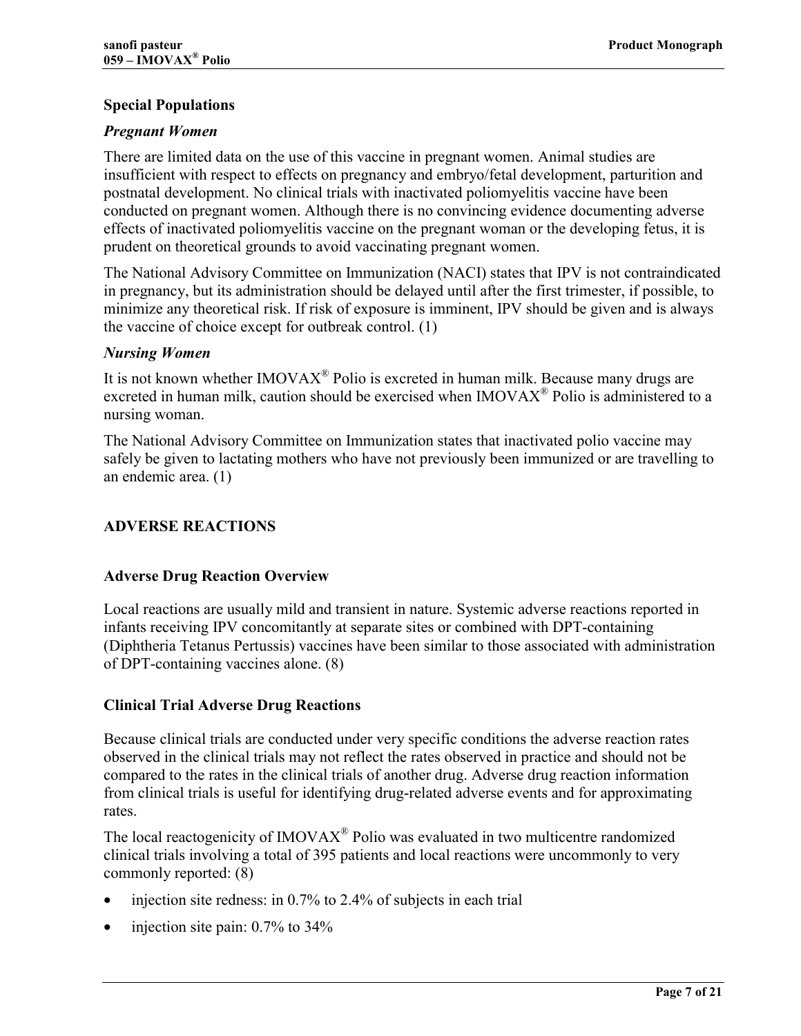### Special Populations

#### *Pregnant Women*

There are limited data on the use of this vaccine in pregnant women. Animal studies are insufficient with respect to effects on pregnancy and embryo/fetal development, parturition and postnatal development. No clinical trials with inactivated poliomyelitis vaccine have been conducted on pregnant women. Although there is no convincing evidence documenting adverse effects of inactivated poliomyelitis vaccine on the pregnant woman or the developing fetus, it is prudent on theoretical grounds to avoid vaccinating pregnant women.

The National Advisory Committee on Immunization (NACI) states that IPV is not contraindicated in pregnancy, but its administration should be delayed until after the first trimester, if possible, to minimize any theoretical risk. If risk of exposure is imminent, IPV should be given and is always the vaccine of choice except for outbreak control. (1)

#### *Nursing Women*

It is not known whether IMOVAX® Polio is excreted in human milk. Because many drugs are excreted in human milk, caution should be exercised when IMOVAX® Polio is administered to a nursing woman.

The National Advisory Committee on Immunization states that inactivated polio vaccine may safely be given to lactating mothers who have not previously been immunized or are travelling to an endemic area. (1)

## ADVERSE REACTIONS

### Adverse Drug Reaction Overview

Local reactions are usually mild and transient in nature. Systemic adverse reactions reported in infants receiving IPV concomitantly at separate sites or combined with DPT-containing (Diphtheria Tetanus Pertussis) vaccines have been similar to those associated with administration of DPT-containing vaccines alone. (8)

### Clinical Trial Adverse Drug Reactions

Because clinical trials are conducted under very specific conditions the adverse reaction rates observed in the clinical trials may not reflect the rates observed in practice and should not be compared to the rates in the clinical trials of another drug. Adverse drug reaction information from clinical trials is useful for identifying drug-related adverse events and for approximating rates.

The local reactogenicity of IMOVAX® Polio was evaluated in two multicentre randomized clinical trials involving a total of 395 patients and local reactions were uncommonly to very commonly reported: (8)

- injection site redness: in 0.7% to 2.4% of subjects in each trial
- injection site pain: 0.7% to 34%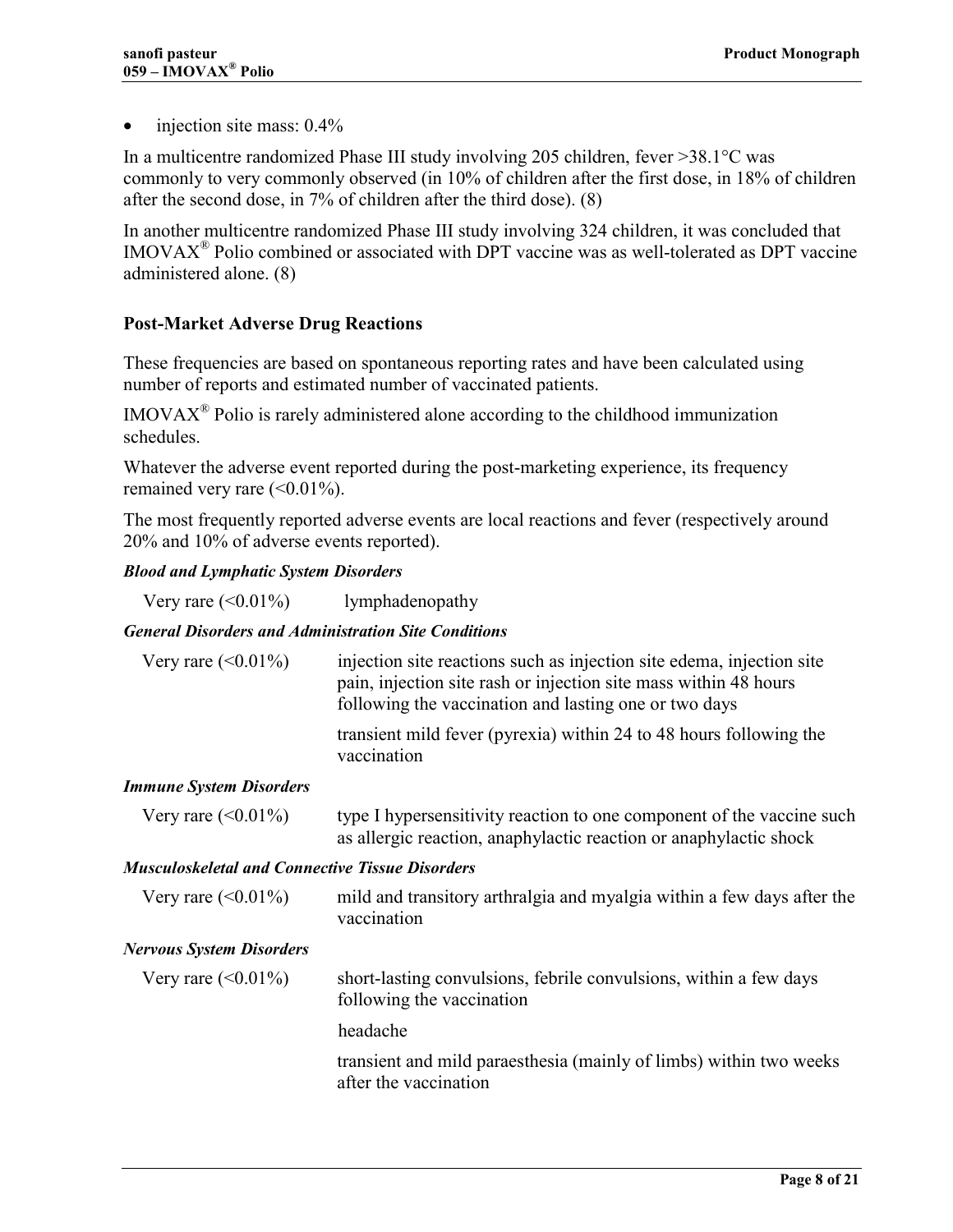- injection site mass: 0.4%

In a multicentre randomized Phase III study involving 205 children, fever >38.1°C was commonly to very commonly observed (in 10% of children after the first dose, in 18% of children after the second dose, in 7% of children after the third dose). (8)

In another multicentre randomized Phase III study involving 324 children, it was concluded that IMOVAX® Polio combined or associated with DPT vaccine was as well-tolerated as DPT vaccine administered alone. (8)

## Post-Market Adverse Drug Reactions

These frequencies are based on spontaneous reporting rates and have been calculated using number of reports and estimated number of vaccinated patients.

IMOVAX® Polio is rarely administered alone according to the childhood immunization schedules.

Whatever the adverse event reported during the post-marketing experience, its frequency remained very rare (<0.01%).

The most frequently reported adverse events are local reactions and fever (respectively around 20% and 10% of adverse events reported).

***Blood and Lymphatic System Disorders***

| | |
|---|---|
| Very rare (<0.01%) | lymphadenopathy |

***General Disorders and Administration Site Conditions***

| | |
|---|---|
| Very rare (<0.01%) | injection site reactions such as injection site edema, injection site pain, injection site rash or injection site mass within 48 hours following the vaccination and lasting one or two days |
| | transient mild fever (pyrexia) within 24 to 48 hours following the vaccination |

***Immune System Disorders***

| | |
|---|---|
| Very rare (<0.01%) | type I hypersensitivity reaction to one component of the vaccine such as allergic reaction, anaphylactic reaction or anaphylactic shock |

***Musculoskeletal and Connective Tissue Disorders***

| | |
|---|---|
| Very rare (<0.01%) | mild and transitory arthralgia and myalgia within a few days after the vaccination |

***Nervous System Disorders***

| | |
|---|---|
| Very rare (<0.01%) | short-lasting convulsions, febrile convulsions, within a few days following the vaccination |
| | headache |
| | transient and mild paraesthesia (mainly of limbs) within two weeks after the vaccination |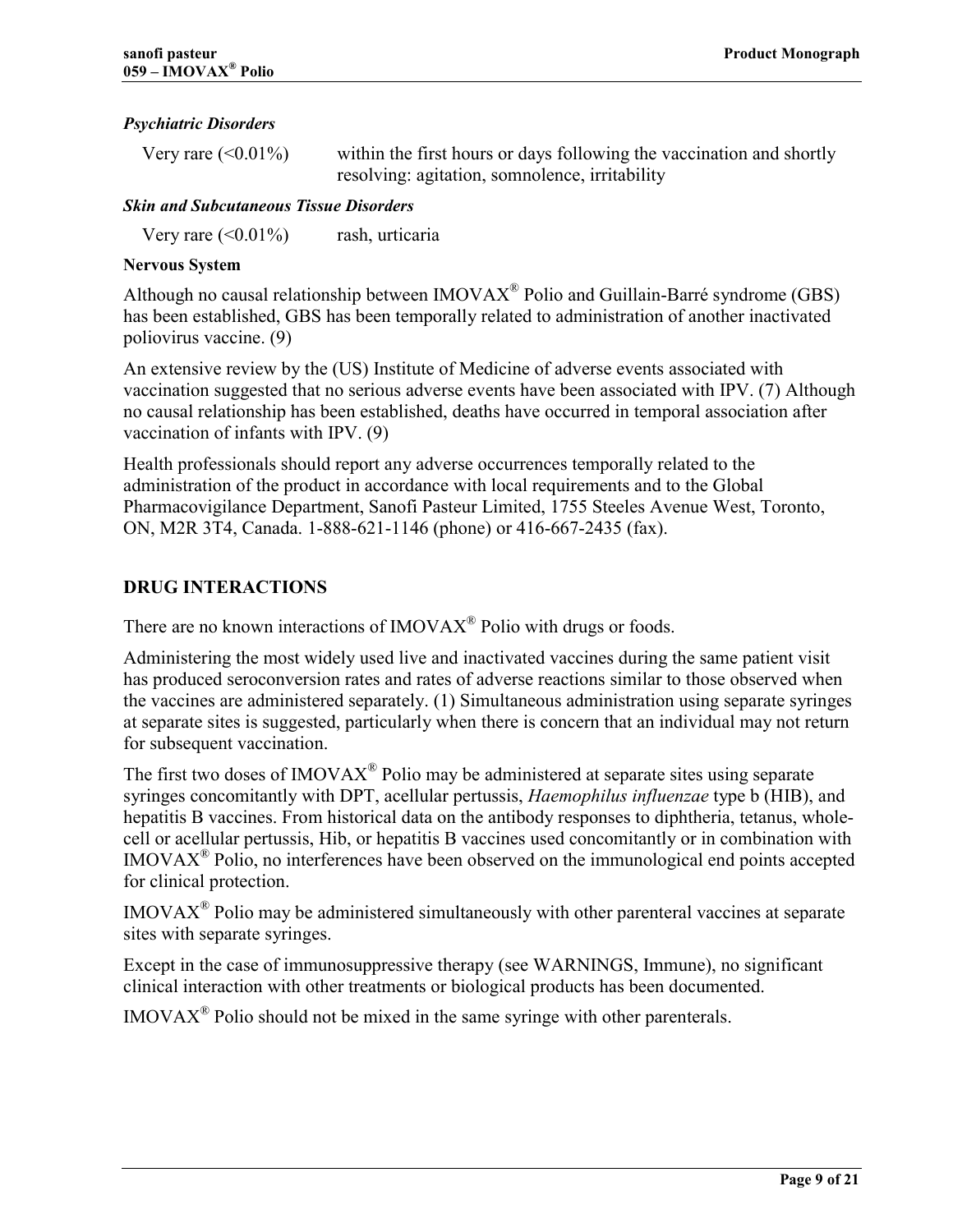*Psychiatric Disorders*

Very rare (<0.01%) within the first hours or days following the vaccination and shortly resolving: agitation, somnolence, irritability

*Skin and Subcutaneous Tissue Disorders*

Very rare (<0.01%) rash, urticaria

**Nervous System**

Although no causal relationship between IMOVAX® Polio and Guillain-Barré syndrome (GBS) has been established, GBS has been temporally related to administration of another inactivated poliovirus vaccine. (9)

An extensive review by the (US) Institute of Medicine of adverse events associated with vaccination suggested that no serious adverse events have been associated with IPV. (7) Although no causal relationship has been established, deaths have occurred in temporal association after vaccination of infants with IPV. (9)

Health professionals should report any adverse occurrences temporally related to the administration of the product in accordance with local requirements and to the Global Pharmacovigilance Department, Sanofi Pasteur Limited, 1755 Steeles Avenue West, Toronto, ON, M2R 3T4, Canada. 1-888-621-1146 (phone) or 416-667-2435 (fax).

## DRUG INTERACTIONS

There are no known interactions of IMOVAX® Polio with drugs or foods.

Administering the most widely used live and inactivated vaccines during the same patient visit has produced seroconversion rates and rates of adverse reactions similar to those observed when the vaccines are administered separately. (1) Simultaneous administration using separate syringes at separate sites is suggested, particularly when there is concern that an individual may not return for subsequent vaccination.

The first two doses of IMOVAX® Polio may be administered at separate sites using separate syringes concomitantly with DPT, acellular pertussis, *Haemophilus influenzae* type b (HIB), and hepatitis B vaccines. From historical data on the antibody responses to diphtheria, tetanus, whole-cell or acellular pertussis, Hib, or hepatitis B vaccines used concomitantly or in combination with IMOVAX® Polio, no interferences have been observed on the immunological end points accepted for clinical protection.

IMOVAX® Polio may be administered simultaneously with other parenteral vaccines at separate sites with separate syringes.

Except in the case of immunosuppressive therapy (see WARNINGS, Immune), no significant clinical interaction with other treatments or biological products has been documented.

IMOVAX® Polio should not be mixed in the same syringe with other parenterals.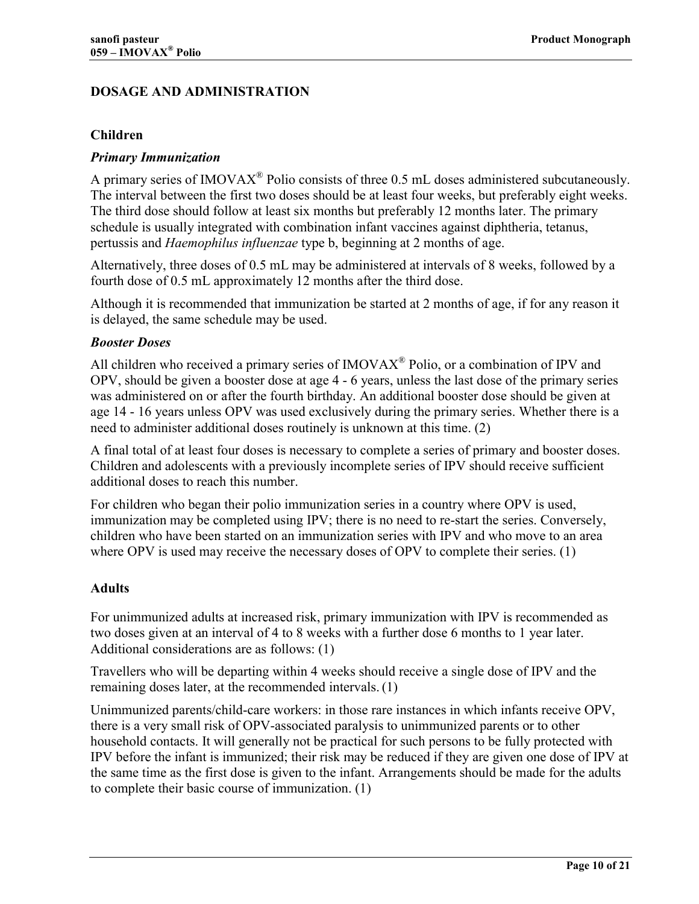## DOSAGE AND ADMINISTRATION

### Children

#### *Primary Immunization*

A primary series of IMOVAX® Polio consists of three 0.5 mL doses administered subcutaneously. The interval between the first two doses should be at least four weeks, but preferably eight weeks. The third dose should follow at least six months but preferably 12 months later. The primary schedule is usually integrated with combination infant vaccines against diphtheria, tetanus, pertussis and *Haemophilus influenzae* type b, beginning at 2 months of age.

Alternatively, three doses of 0.5 mL may be administered at intervals of 8 weeks, followed by a fourth dose of 0.5 mL approximately 12 months after the third dose.

Although it is recommended that immunization be started at 2 months of age, if for any reason it is delayed, the same schedule may be used.

#### *Booster Doses*

All children who received a primary series of IMOVAX® Polio, or a combination of IPV and OPV, should be given a booster dose at age 4 - 6 years, unless the last dose of the primary series was administered on or after the fourth birthday. An additional booster dose should be given at age 14 - 16 years unless OPV was used exclusively during the primary series. Whether there is a need to administer additional doses routinely is unknown at this time. (2)

A final total of at least four doses is necessary to complete a series of primary and booster doses. Children and adolescents with a previously incomplete series of IPV should receive sufficient additional doses to reach this number.

For children who began their polio immunization series in a country where OPV is used, immunization may be completed using IPV; there is no need to re-start the series. Conversely, children who have been started on an immunization series with IPV and who move to an area where OPV is used may receive the necessary doses of OPV to complete their series. (1)

### Adults

For unimmunized adults at increased risk, primary immunization with IPV is recommended as two doses given at an interval of 4 to 8 weeks with a further dose 6 months to 1 year later. Additional considerations are as follows: (1)

Travellers who will be departing within 4 weeks should receive a single dose of IPV and the remaining doses later, at the recommended intervals. (1)

Unimmunized parents/child-care workers: in those rare instances in which infants receive OPV, there is a very small risk of OPV-associated paralysis to unimmunized parents or to other household contacts. It will generally not be practical for such persons to be fully protected with IPV before the infant is immunized; their risk may be reduced if they are given one dose of IPV at the same time as the first dose is given to the infant. Arrangements should be made for the adults to complete their basic course of immunization. (1)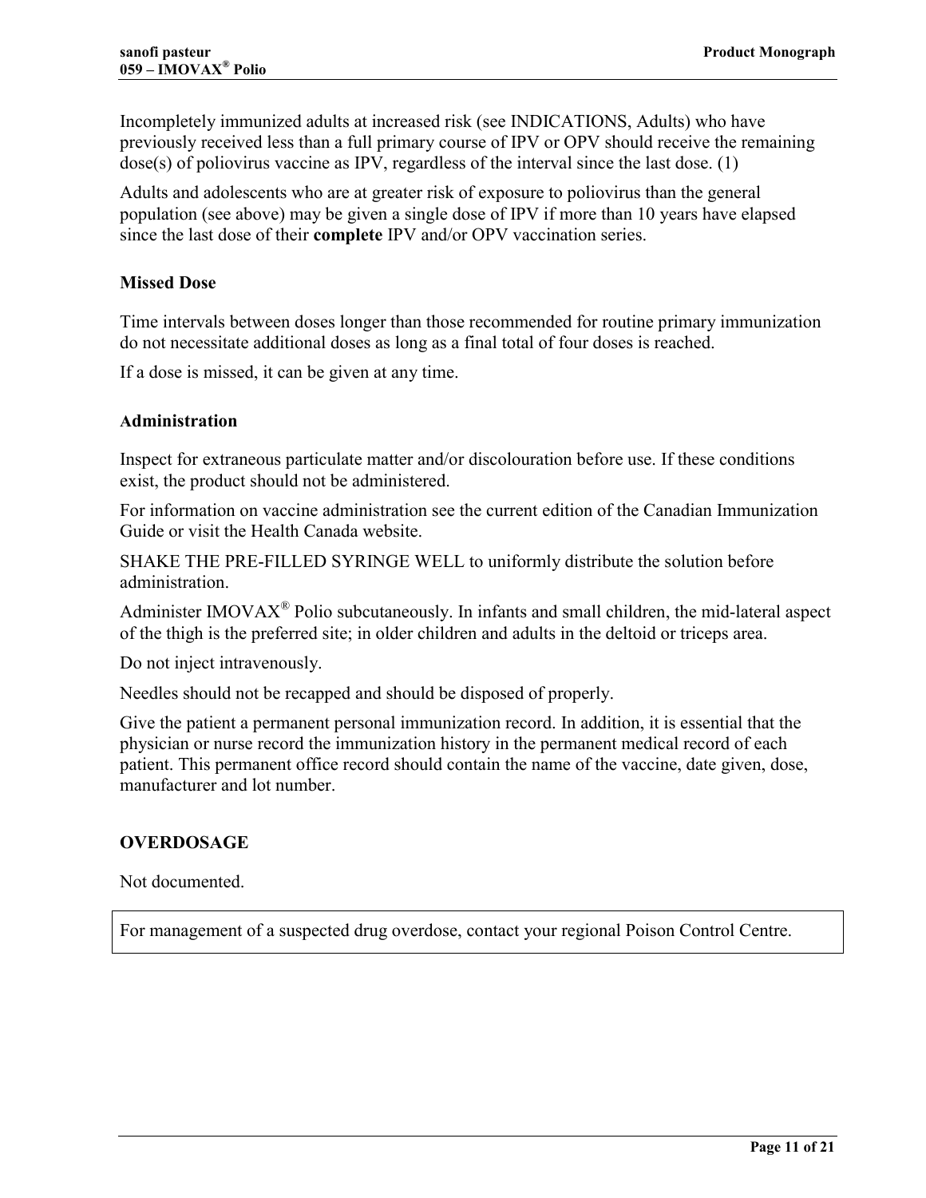Incompletely immunized adults at increased risk (see INDICATIONS, Adults) who have previously received less than a full primary course of IPV or OPV should receive the remaining dose(s) of poliovirus vaccine as IPV, regardless of the interval since the last dose. (1)

Adults and adolescents who are at greater risk of exposure to poliovirus than the general population (see above) may be given a single dose of IPV if more than 10 years have elapsed since the last dose of their **complete** IPV and/or OPV vaccination series.

### Missed Dose

Time intervals between doses longer than those recommended for routine primary immunization do not necessitate additional doses as long as a final total of four doses is reached.

If a dose is missed, it can be given at any time.

### Administration

Inspect for extraneous particulate matter and/or discolouration before use. If these conditions exist, the product should not be administered.

For information on vaccine administration see the current edition of the Canadian Immunization Guide or visit the Health Canada website.

SHAKE THE PRE-FILLED SYRINGE WELL to uniformly distribute the solution before administration.

Administer IMOVAX® Polio subcutaneously. In infants and small children, the mid-lateral aspect of the thigh is the preferred site; in older children and adults in the deltoid or triceps area.

Do not inject intravenously.

Needles should not be recapped and should be disposed of properly.

Give the patient a permanent personal immunization record. In addition, it is essential that the physician or nurse record the immunization history in the permanent medical record of each patient. This permanent office record should contain the name of the vaccine, date given, dose, manufacturer and lot number.

## OVERDOSAGE

Not documented.

| For management of a suspected drug overdose, contact your regional Poison Control Centre. |
| --- |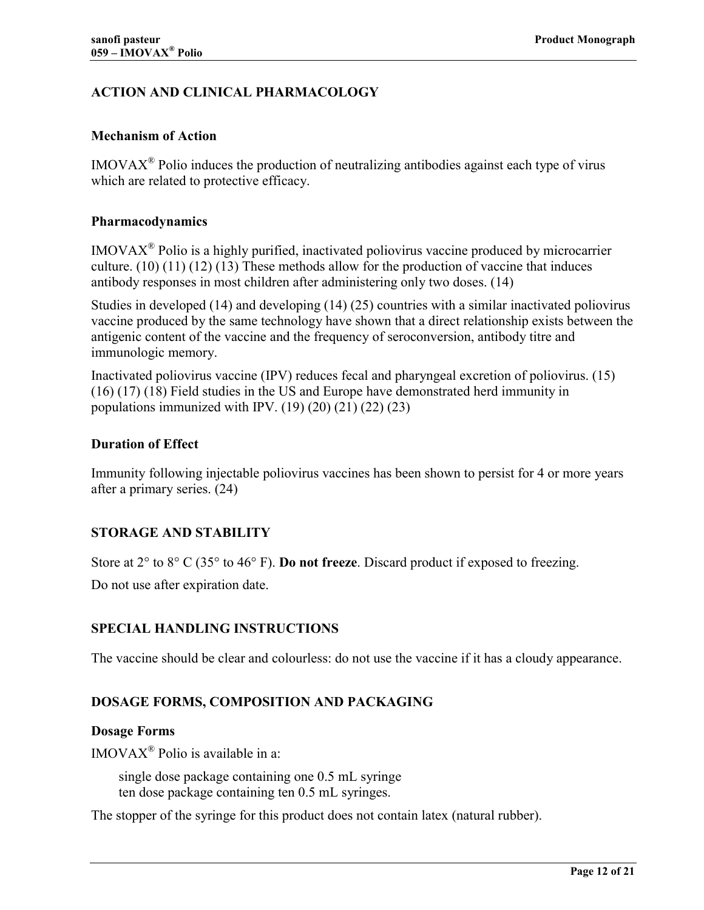## ACTION AND CLINICAL PHARMACOLOGY

### Mechanism of Action

IMOVAX® Polio induces the production of neutralizing antibodies against each type of virus which are related to protective efficacy.

### Pharmacodynamics

IMOVAX® Polio is a highly purified, inactivated poliovirus vaccine produced by microcarrier culture. (10) (11) (12) (13) These methods allow for the production of vaccine that induces antibody responses in most children after administering only two doses. (14)

Studies in developed (14) and developing (14) (25) countries with a similar inactivated poliovirus vaccine produced by the same technology have shown that a direct relationship exists between the antigenic content of the vaccine and the frequency of seroconversion, antibody titre and immunologic memory.

Inactivated poliovirus vaccine (IPV) reduces fecal and pharyngeal excretion of poliovirus. (15) (16) (17) (18) Field studies in the US and Europe have demonstrated herd immunity in populations immunized with IPV. (19) (20) (21) (22) (23)

### Duration of Effect

Immunity following injectable poliovirus vaccines has been shown to persist for 4 or more years after a primary series. (24)

## STORAGE AND STABILITY

Store at 2° to 8° C (35° to 46° F). **Do not freeze**. Discard product if exposed to freezing.

Do not use after expiration date.

## SPECIAL HANDLING INSTRUCTIONS

The vaccine should be clear and colourless: do not use the vaccine if it has a cloudy appearance.

## DOSAGE FORMS, COMPOSITION AND PACKAGING

### Dosage Forms

IMOVAX® Polio is available in a:

single dose package containing one 0.5 mL syringe
ten dose package containing ten 0.5 mL syringes.

The stopper of the syringe for this product does not contain latex (natural rubber).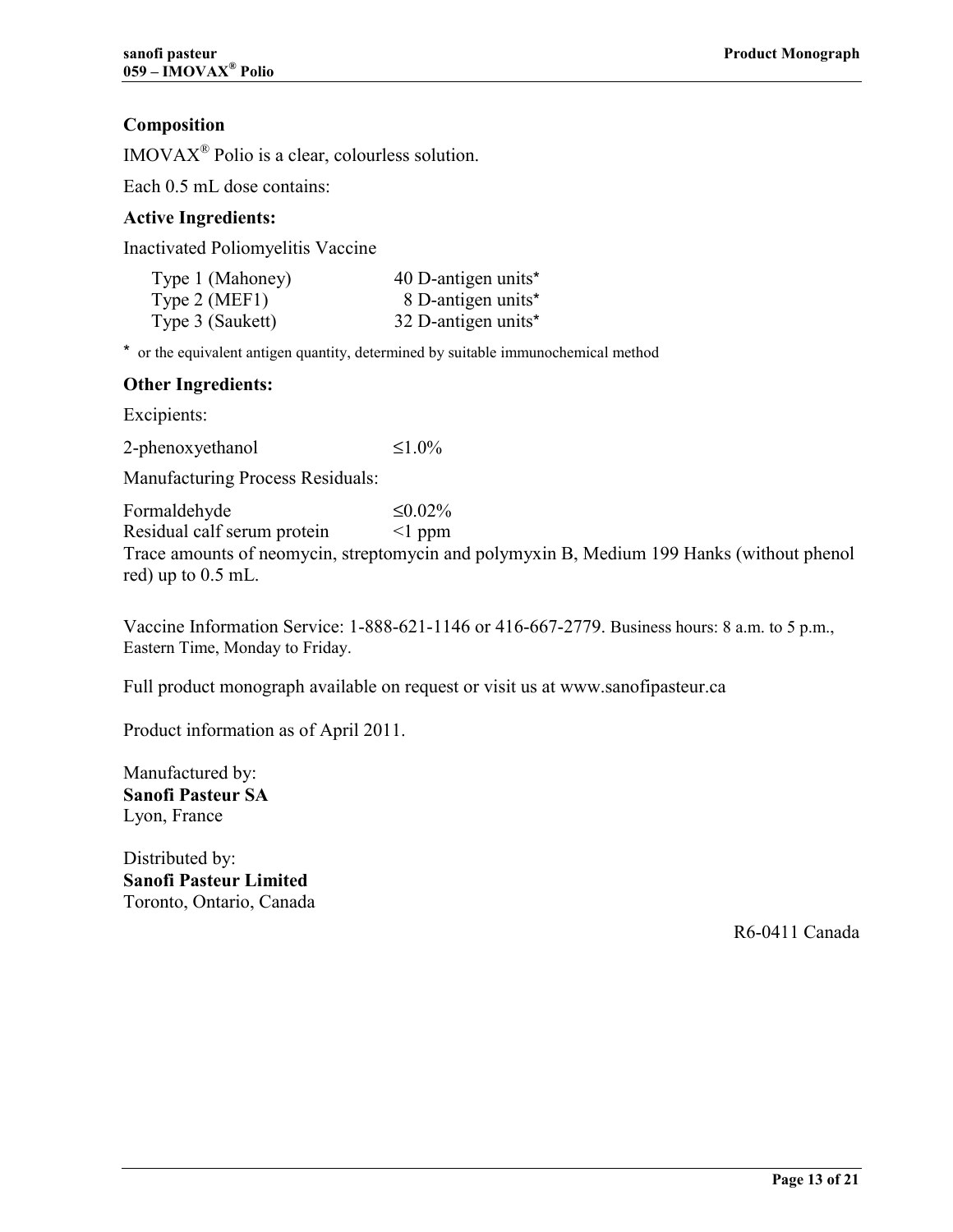### Composition

IMOVAX® Polio is a clear, colourless solution.

Each 0.5 mL dose contains:

**Active Ingredients:**

Inactivated Poliomyelitis Vaccine

| | |
|---|---|
| Type 1 (Mahoney) | 40 D-antigen units* |
| Type 2 (MEF1) | 8 D-antigen units* |
| Type 3 (Saukett) | 32 D-antigen units* |

\* or the equivalent antigen quantity, determined by suitable immunochemical method

**Other Ingredients:**

Excipients:

| | |
|---|---|
| 2-phenoxyethanol | ≤1.0% |

Manufacturing Process Residuals:

| | |
|---|---|
| Formaldehyde | ≤0.02% |
| Residual calf serum protein | <1 ppm |

Trace amounts of neomycin, streptomycin and polymyxin B, Medium 199 Hanks (without phenol red) up to 0.5 mL.

Vaccine Information Service: 1-888-621-1146 or 416-667-2779. Business hours: 8 a.m. to 5 p.m., Eastern Time, Monday to Friday.

Full product monograph available on request or visit us at www.sanofipasteur.ca

Product information as of April 2011.

Manufactured by:
**Sanofi Pasteur SA**
Lyon, France

Distributed by:
**Sanofi Pasteur Limited**
Toronto, Ontario, Canada

R6-0411 Canada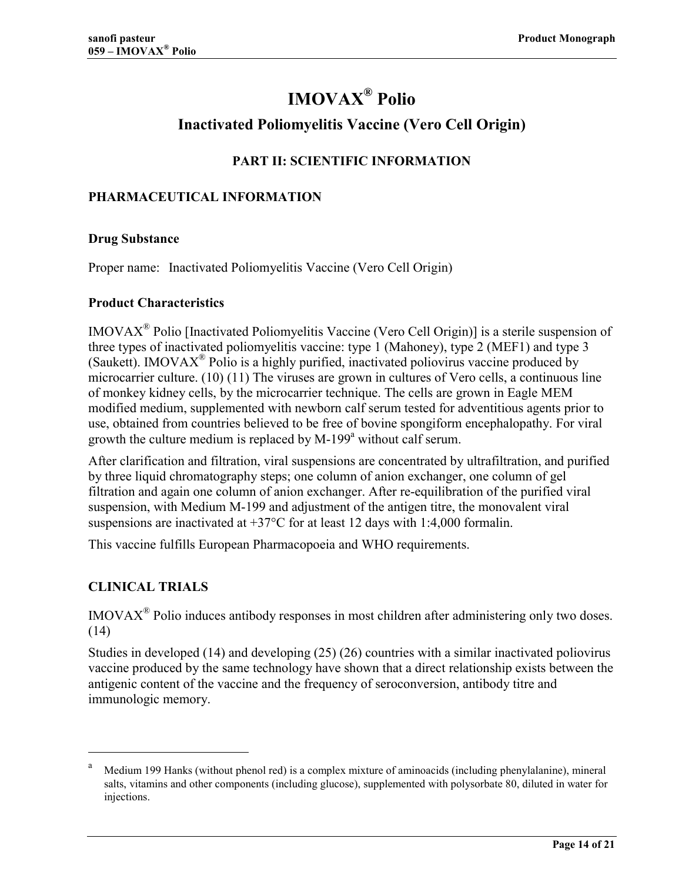# IMOVAX® Polio

## Inactivated Poliomyelitis Vaccine (Vero Cell Origin)

### PART II: SCIENTIFIC INFORMATION

### PHARMACEUTICAL INFORMATION

#### Drug Substance

Proper name: Inactivated Poliomyelitis Vaccine (Vero Cell Origin)

#### Product Characteristics

IMOVAX® Polio [Inactivated Poliomyelitis Vaccine (Vero Cell Origin)] is a sterile suspension of three types of inactivated poliomyelitis vaccine: type 1 (Mahoney), type 2 (MEF1) and type 3 (Saukett). IMOVAX® Polio is a highly purified, inactivated poliovirus vaccine produced by microcarrier culture. (10) (11) The viruses are grown in cultures of Vero cells, a continuous line of monkey kidney cells, by the microcarrier technique. The cells are grown in Eagle MEM modified medium, supplemented with newborn calf serum tested for adventitious agents prior to use, obtained from countries believed to be free of bovine spongiform encephalopathy. For viral growth the culture medium is replaced by M-199[a] without calf serum.

After clarification and filtration, viral suspensions are concentrated by ultrafiltration, and purified by three liquid chromatography steps; one column of anion exchanger, one column of gel filtration and again one column of anion exchanger. After re-equilibration of the purified viral suspension, with Medium M-199 and adjustment of the antigen titre, the monovalent viral suspensions are inactivated at +37°C for at least 12 days with 1:4,000 formalin.

This vaccine fulfills European Pharmacopoeia and WHO requirements.

### CLINICAL TRIALS

IMOVAX® Polio induces antibody responses in most children after administering only two doses. (14)

Studies in developed (14) and developing (25) (26) countries with a similar inactivated poliovirus vaccine produced by the same technology have shown that a direct relationship exists between the antigenic content of the vaccine and the frequency of seroconversion, antibody titre and immunologic memory.

---

[a] Medium 199 Hanks (without phenol red) is a complex mixture of aminoacids (including phenylalanine), mineral salts, vitamins and other components (including glucose), supplemented with polysorbate 80, diluted in water for injections.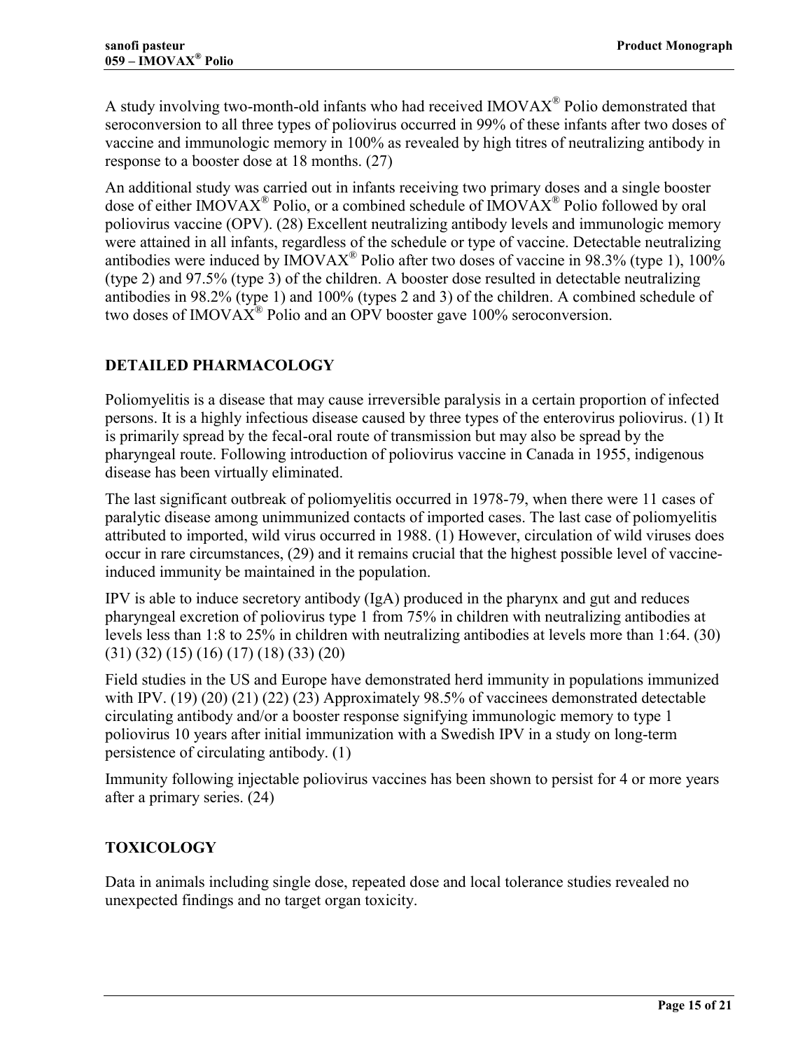A study involving two-month-old infants who had received IMOVAX® Polio demonstrated that seroconversion to all three types of poliovirus occurred in 99% of these infants after two doses of vaccine and immunologic memory in 100% as revealed by high titres of neutralizing antibody in response to a booster dose at 18 months. (27)

An additional study was carried out in infants receiving two primary doses and a single booster dose of either IMOVAX® Polio, or a combined schedule of IMOVAX® Polio followed by oral poliovirus vaccine (OPV). (28) Excellent neutralizing antibody levels and immunologic memory were attained in all infants, regardless of the schedule or type of vaccine. Detectable neutralizing antibodies were induced by IMOVAX® Polio after two doses of vaccine in 98.3% (type 1), 100% (type 2) and 97.5% (type 3) of the children. A booster dose resulted in detectable neutralizing antibodies in 98.2% (type 1) and 100% (types 2 and 3) of the children. A combined schedule of two doses of IMOVAX® Polio and an OPV booster gave 100% seroconversion.

## DETAILED PHARMACOLOGY

Poliomyelitis is a disease that may cause irreversible paralysis in a certain proportion of infected persons. It is a highly infectious disease caused by three types of the enterovirus poliovirus. (1) It is primarily spread by the fecal-oral route of transmission but may also be spread by the pharyngeal route. Following introduction of poliovirus vaccine in Canada in 1955, indigenous disease has been virtually eliminated.

The last significant outbreak of poliomyelitis occurred in 1978-79, when there were 11 cases of paralytic disease among unimmunized contacts of imported cases. The last case of poliomyelitis attributed to imported, wild virus occurred in 1988. (1) However, circulation of wild viruses does occur in rare circumstances, (29) and it remains crucial that the highest possible level of vaccine-induced immunity be maintained in the population.

IPV is able to induce secretory antibody (IgA) produced in the pharynx and gut and reduces pharyngeal excretion of poliovirus type 1 from 75% in children with neutralizing antibodies at levels less than 1:8 to 25% in children with neutralizing antibodies at levels more than 1:64. (30) (31) (32) (15) (16) (17) (18) (33) (20)

Field studies in the US and Europe have demonstrated herd immunity in populations immunized with IPV. (19) (20) (21) (22) (23) Approximately 98.5% of vaccinees demonstrated detectable circulating antibody and/or a booster response signifying immunologic memory to type 1 poliovirus 10 years after initial immunization with a Swedish IPV in a study on long-term persistence of circulating antibody. (1)

Immunity following injectable poliovirus vaccines has been shown to persist for 4 or more years after a primary series. (24)

## TOXICOLOGY

Data in animals including single dose, repeated dose and local tolerance studies revealed no unexpected findings and no target organ toxicity.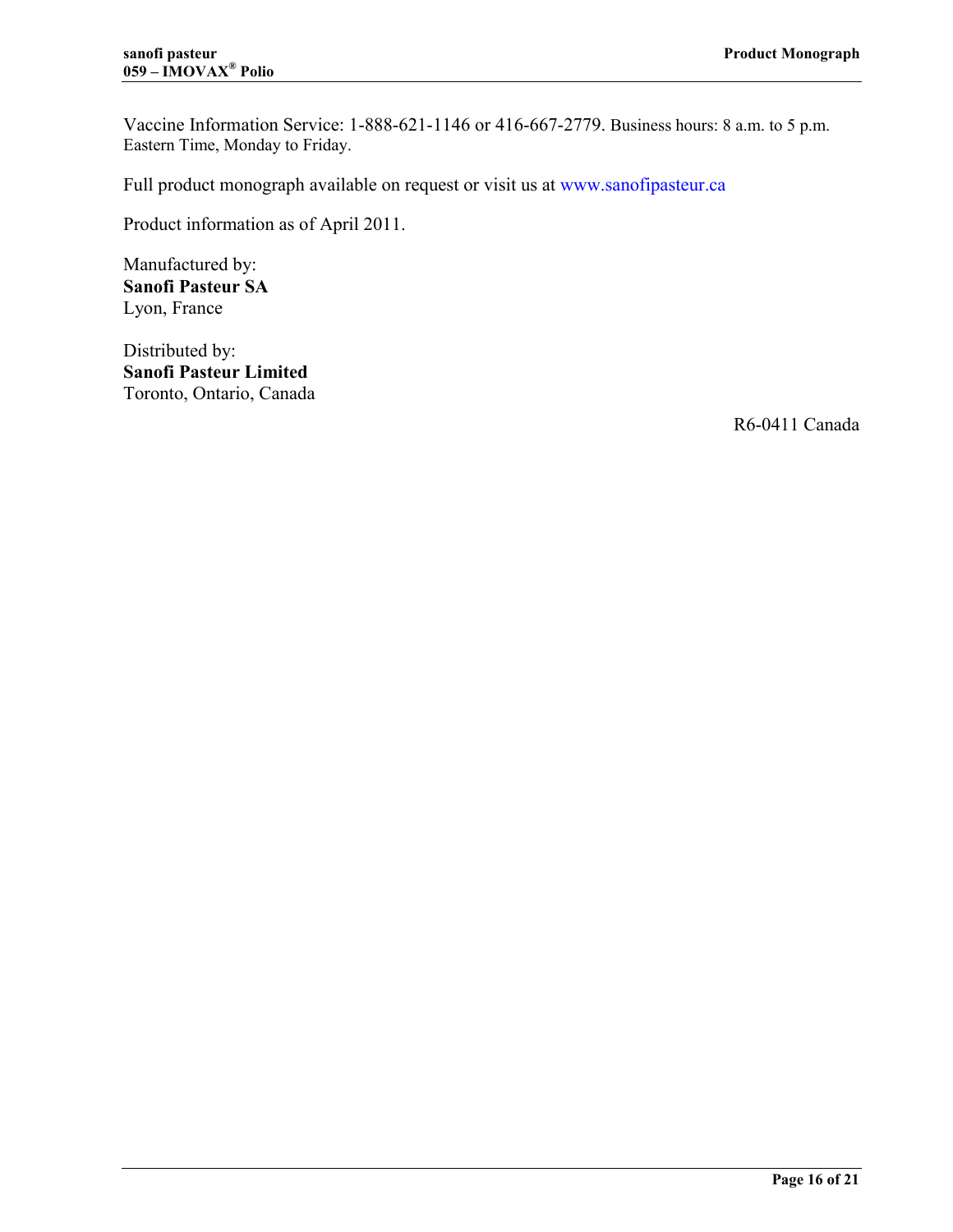Vaccine Information Service: 1-888-621-1146 or 416-667-2779. Business hours: 8 a.m. to 5 p.m. Eastern Time, Monday to Friday.

Full product monograph available on request or visit us at www.sanofipasteur.ca

Product information as of April 2011.

Manufactured by:
**Sanofi Pasteur SA**
Lyon, France

Distributed by:
**Sanofi Pasteur Limited**
Toronto, Ontario, Canada

R6-0411 Canada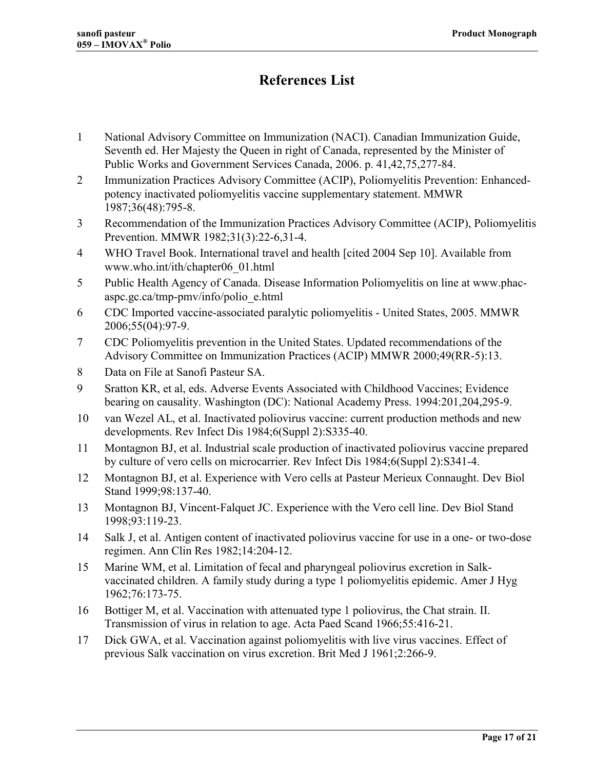# References List

1. National Advisory Committee on Immunization (NACI). Canadian Immunization Guide, Seventh ed. Her Majesty the Queen in right of Canada, represented by the Minister of Public Works and Government Services Canada, 2006. p. 41,42,75,277-84.
2. Immunization Practices Advisory Committee (ACIP), Poliomyelitis Prevention: Enhanced-potency inactivated poliomyelitis vaccine supplementary statement. MMWR 1987;36(48):795-8.
3. Recommendation of the Immunization Practices Advisory Committee (ACIP), Poliomyelitis Prevention. MMWR 1982;31(3):22-6,31-4.
4. WHO Travel Book. International travel and health [cited 2004 Sep 10]. Available from www.who.int/ith/chapter06_01.html
5. Public Health Agency of Canada. Disease Information Poliomyelitis on line at www.phac-aspc.gc.ca/tmp-pmv/info/polio_e.html
6. CDC Imported vaccine-associated paralytic poliomyelitis - United States, 2005. MMWR 2006;55(04):97-9.
7. CDC Poliomyelitis prevention in the United States. Updated recommendations of the Advisory Committee on Immunization Practices (ACIP) MMWR 2000;49(RR-5):13.
8. Data on File at Sanofi Pasteur SA.
9. Sratton KR, et al, eds. Adverse Events Associated with Childhood Vaccines; Evidence bearing on causality. Washington (DC): National Academy Press. 1994:201,204,295-9.
10. van Wezel AL, et al. Inactivated poliovirus vaccine: current production methods and new developments. Rev Infect Dis 1984;6(Suppl 2):S335-40.
11. Montagnon BJ, et al. Industrial scale production of inactivated poliovirus vaccine prepared by culture of vero cells on microcarrier. Rev Infect Dis 1984;6(Suppl 2):S341-4.
12. Montagnon BJ, et al. Experience with Vero cells at Pasteur Merieux Connaught. Dev Biol Stand 1999;98:137-40.
13. Montagnon BJ, Vincent-Falquet JC. Experience with the Vero cell line. Dev Biol Stand 1998;93:119-23.
14. Salk J, et al. Antigen content of inactivated poliovirus vaccine for use in a one- or two-dose regimen. Ann Clin Res 1982;14:204-12.
15. Marine WM, et al. Limitation of fecal and pharyngeal poliovirus excretion in Salk-vaccinated children. A family study during a type 1 poliomyelitis epidemic. Amer J Hyg 1962;76:173-75.
16. Bottiger M, et al. Vaccination with attenuated type 1 poliovirus, the Chat strain. II. Transmission of virus in relation to age. Acta Paed Scand 1966;55:416-21.
17. Dick GWA, et al. Vaccination against poliomyelitis with live virus vaccines. Effect of previous Salk vaccination on virus excretion. Brit Med J 1961;2:266-9.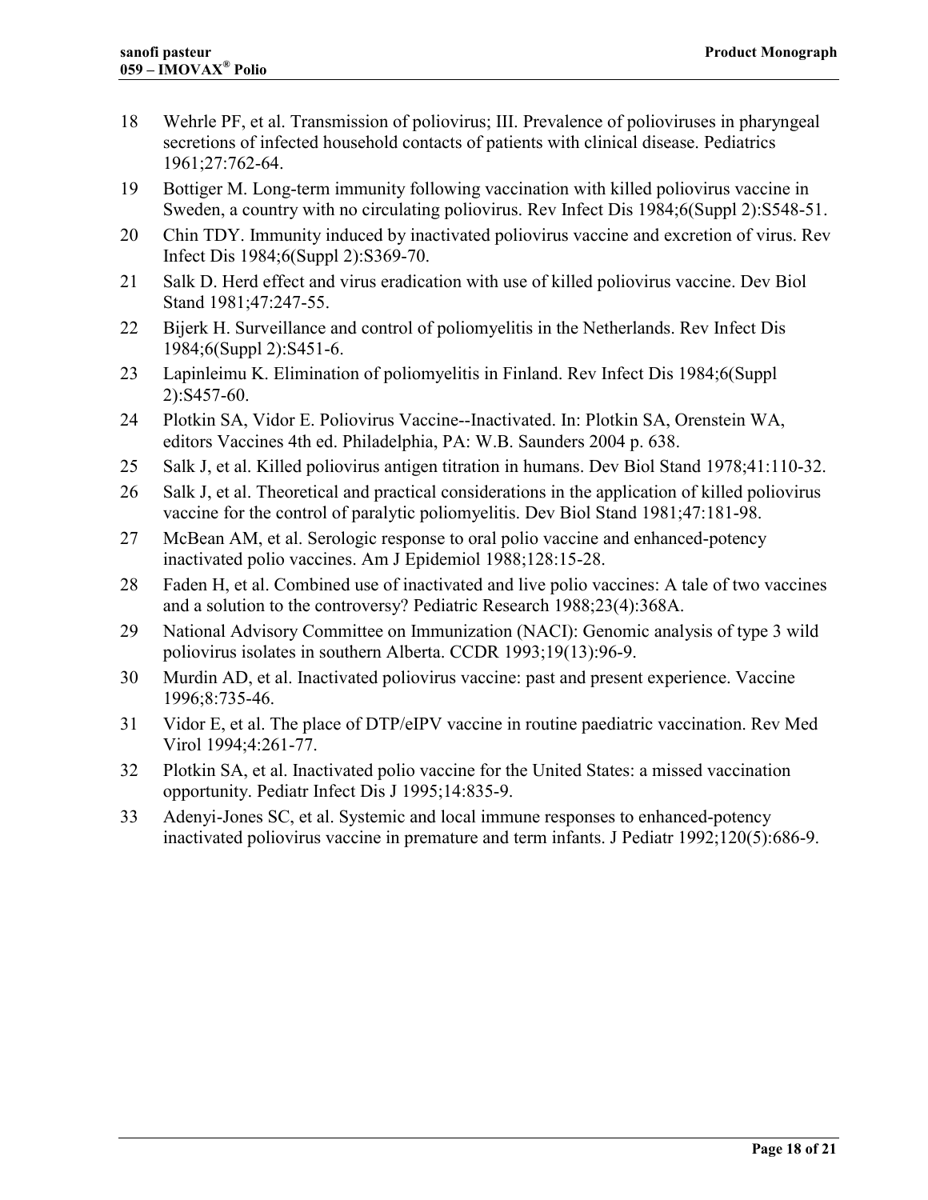18 Wehrle PF, et al. Transmission of poliovirus; III. Prevalence of polioviruses in pharyngeal secretions of infected household contacts of patients with clinical disease. Pediatrics 1961;27:762-64.

19 Bottiger M. Long-term immunity following vaccination with killed poliovirus vaccine in Sweden, a country with no circulating poliovirus. Rev Infect Dis 1984;6(Suppl 2):S548-51.

20 Chin TDY. Immunity induced by inactivated poliovirus vaccine and excretion of virus. Rev Infect Dis 1984;6(Suppl 2):S369-70.

21 Salk D. Herd effect and virus eradication with use of killed poliovirus vaccine. Dev Biol Stand 1981;47:247-55.

22 Bijerk H. Surveillance and control of poliomyelitis in the Netherlands. Rev Infect Dis 1984;6(Suppl 2):S451-6.

23 Lapinleimu K. Elimination of poliomyelitis in Finland. Rev Infect Dis 1984;6(Suppl 2):S457-60.

24 Plotkin SA, Vidor E. Poliovirus Vaccine--Inactivated. In: Plotkin SA, Orenstein WA, editors Vaccines 4th ed. Philadelphia, PA: W.B. Saunders 2004 p. 638.

25 Salk J, et al. Killed poliovirus antigen titration in humans. Dev Biol Stand 1978;41:110-32.

26 Salk J, et al. Theoretical and practical considerations in the application of killed poliovirus vaccine for the control of paralytic poliomyelitis. Dev Biol Stand 1981;47:181-98.

27 McBean AM, et al. Serologic response to oral polio vaccine and enhanced-potency inactivated polio vaccines. Am J Epidemiol 1988;128:15-28.

28 Faden H, et al. Combined use of inactivated and live polio vaccines: A tale of two vaccines and a solution to the controversy? Pediatric Research 1988;23(4):368A.

29 National Advisory Committee on Immunization (NACI): Genomic analysis of type 3 wild poliovirus isolates in southern Alberta. CCDR 1993;19(13):96-9.

30 Murdin AD, et al. Inactivated poliovirus vaccine: past and present experience. Vaccine 1996;8:735-46.

31 Vidor E, et al. The place of DTP/eIPV vaccine in routine paediatric vaccination. Rev Med Virol 1994;4:261-77.

32 Plotkin SA, et al. Inactivated polio vaccine for the United States: a missed vaccination opportunity. Pediatr Infect Dis J 1995;14:835-9.

33 Adenyi-Jones SC, et al. Systemic and local immune responses to enhanced-potency inactivated poliovirus vaccine in premature and term infants. J Pediatr 1992;120(5):686-9.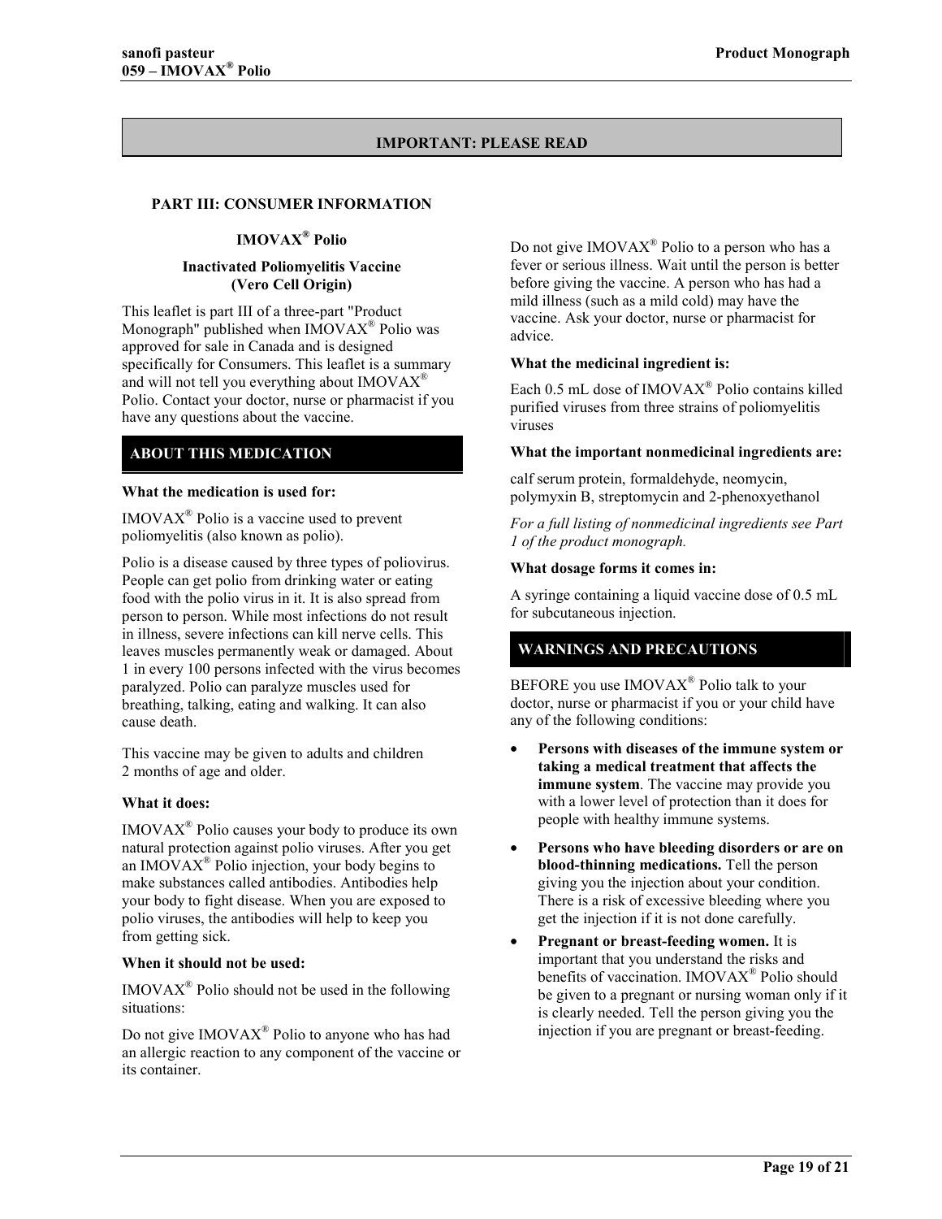**IMPORTANT: PLEASE READ**

## PART III: CONSUMER INFORMATION

**IMOVAX® Polio**

**Inactivated Poliomyelitis Vaccine**
**(Vero Cell Origin)**

This leaflet is part III of a three-part "Product Monograph" published when IMOVAX® Polio was approved for sale in Canada and is designed specifically for Consumers. This leaflet is a summary and will not tell you everything about IMOVAX® Polio. Contact your doctor, nurse or pharmacist if you have any questions about the vaccine.

### ABOUT THIS MEDICATION

**What the medication is used for:**

IMOVAX® Polio is a vaccine used to prevent poliomyelitis (also known as polio).

Polio is a disease caused by three types of poliovirus. People can get polio from drinking water or eating food with the polio virus in it. It is also spread from person to person. While most infections do not result in illness, severe infections can kill nerve cells. This leaves muscles permanently weak or damaged. About 1 in every 100 persons infected with the virus becomes paralyzed. Polio can paralyze muscles used for breathing, talking, eating and walking. It can also cause death.

This vaccine may be given to adults and children 2 months of age and older.

**What it does:**

IMOVAX® Polio causes your body to produce its own natural protection against polio viruses. After you get an IMOVAX® Polio injection, your body begins to make substances called antibodies. Antibodies help your body to fight disease. When you are exposed to polio viruses, the antibodies will help to keep you from getting sick.

**When it should not be used:**

IMOVAX® Polio should not be used in the following situations:

Do not give IMOVAX® Polio to anyone who has had an allergic reaction to any component of the vaccine or its container.

Do not give IMOVAX® Polio to a person who has a fever or serious illness. Wait until the person is better before giving the vaccine. A person who has had a mild illness (such as a mild cold) may have the vaccine. Ask your doctor, nurse or pharmacist for advice.

**What the medicinal ingredient is:**

Each 0.5 mL dose of IMOVAX® Polio contains killed purified viruses from three strains of poliomyelitis viruses

**What the important nonmedicinal ingredients are:**

calf serum protein, formaldehyde, neomycin, polymyxin B, streptomycin and 2-phenoxyethanol

*For a full listing of nonmedicinal ingredients see Part 1 of the product monograph.*

**What dosage forms it comes in:**

A syringe containing a liquid vaccine dose of 0.5 mL for subcutaneous injection.

### WARNINGS AND PRECAUTIONS

BEFORE you use IMOVAX® Polio talk to your doctor, nurse or pharmacist if you or your child have any of the following conditions:

- **Persons with diseases of the immune system or taking a medical treatment that affects the immune system**. The vaccine may provide you with a lower level of protection than it does for people with healthy immune systems.
- **Persons who have bleeding disorders or are on blood-thinning medications.** Tell the person giving you the injection about your condition. There is a risk of excessive bleeding where you get the injection if it is not done carefully.
- **Pregnant or breast-feeding women.** It is important that you understand the risks and benefits of vaccination. IMOVAX® Polio should be given to a pregnant or nursing woman only if it is clearly needed. Tell the person giving you the injection if you are pregnant or breast-feeding.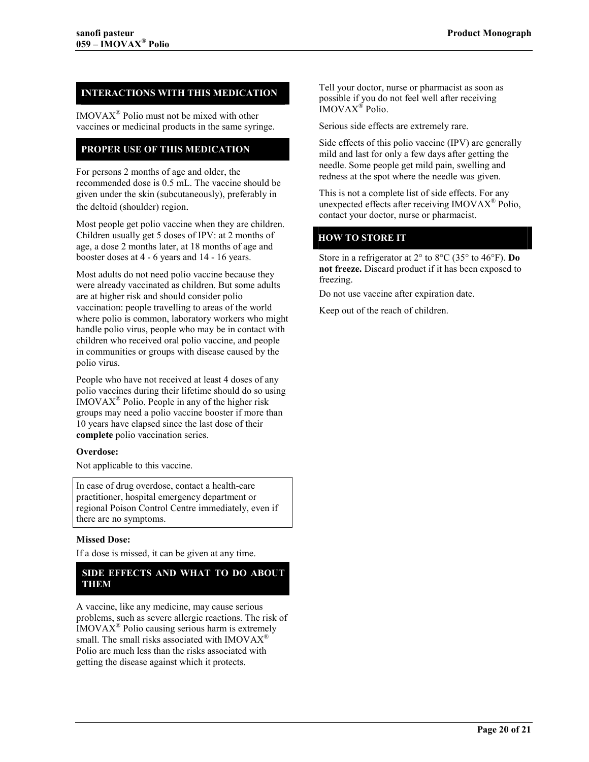## INTERACTIONS WITH THIS MEDICATION

IMOVAX® Polio must not be mixed with other vaccines or medicinal products in the same syringe.

## PROPER USE OF THIS MEDICATION

For persons 2 months of age and older, the recommended dose is 0.5 mL. The vaccine should be given under the skin (subcutaneously), preferably in the deltoid (shoulder) region.

Most people get polio vaccine when they are children. Children usually get 5 doses of IPV: at 2 months of age, a dose 2 months later, at 18 months of age and booster doses at 4 - 6 years and 14 - 16 years.

Most adults do not need polio vaccine because they were already vaccinated as children. But some adults are at higher risk and should consider polio vaccination: people travelling to areas of the world where polio is common, laboratory workers who might handle polio virus, people who may be in contact with children who received oral polio vaccine, and people in communities or groups with disease caused by the polio virus.

People who have not received at least 4 doses of any polio vaccines during their lifetime should do so using IMOVAX® Polio. People in any of the higher risk groups may need a polio vaccine booster if more than 10 years have elapsed since the last dose of their **complete** polio vaccination series.

**Overdose:**

Not applicable to this vaccine.

In case of drug overdose, contact a health-care practitioner, hospital emergency department or regional Poison Control Centre immediately, even if there are no symptoms.

**Missed Dose:**

If a dose is missed, it can be given at any time.

## SIDE EFFECTS AND WHAT TO DO ABOUT THEM

A vaccine, like any medicine, may cause serious problems, such as severe allergic reactions. The risk of IMOVAX® Polio causing serious harm is extremely small. The small risks associated with IMOVAX® Polio are much less than the risks associated with getting the disease against which it protects.

Tell your doctor, nurse or pharmacist as soon as possible if you do not feel well after receiving IMOVAX® Polio.

Serious side effects are extremely rare.

Side effects of this polio vaccine (IPV) are generally mild and last for only a few days after getting the needle. Some people get mild pain, swelling and redness at the spot where the needle was given.

This is not a complete list of side effects. For any unexpected effects after receiving IMOVAX® Polio, contact your doctor, nurse or pharmacist.

## HOW TO STORE IT

Store in a refrigerator at 2° to 8°C (35° to 46°F). **Do not freeze.** Discard product if it has been exposed to freezing.

Do not use vaccine after expiration date.

Keep out of the reach of children.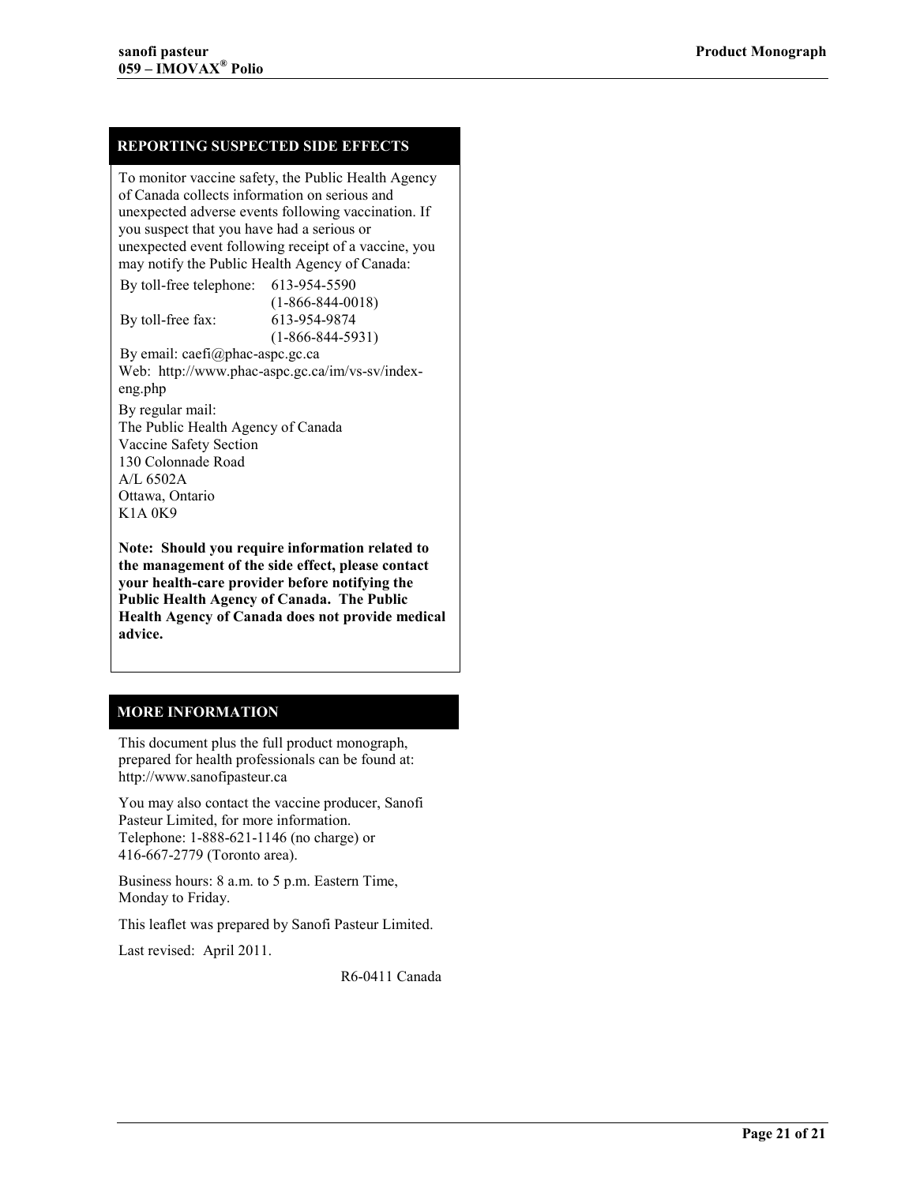## REPORTING SUSPECTED SIDE EFFECTS

To monitor vaccine safety, the Public Health Agency of Canada collects information on serious and unexpected adverse events following vaccination. If you suspect that you have had a serious or unexpected event following receipt of a vaccine, you may notify the Public Health Agency of Canada:

| | |
|---|---|
| By toll-free telephone: | 613-954-5590 (1-866-844-0018) |
| By toll-free fax: | 613-954-9874 (1-866-844-5931) |

By email: caefi@phac-aspc.gc.ca

Web: http://www.phac-aspc.gc.ca/im/vs-sv/index-eng.php

By regular mail:
The Public Health Agency of Canada
Vaccine Safety Section
130 Colonnade Road
A/L 6502A
Ottawa, Ontario
K1A 0K9

**Note: Should you require information related to the management of the side effect, please contact your health-care provider before notifying the Public Health Agency of Canada. The Public Health Agency of Canada does not provide medical advice.**

## MORE INFORMATION

This document plus the full product monograph, prepared for health professionals can be found at: http://www.sanofipasteur.ca

You may also contact the vaccine producer, Sanofi Pasteur Limited, for more information.
Telephone: 1-888-621-1146 (no charge) or 416-667-2779 (Toronto area).

Business hours: 8 a.m. to 5 p.m. Eastern Time, Monday to Friday.

This leaflet was prepared by Sanofi Pasteur Limited.

Last revised: April 2011.

R6-0411 Canada